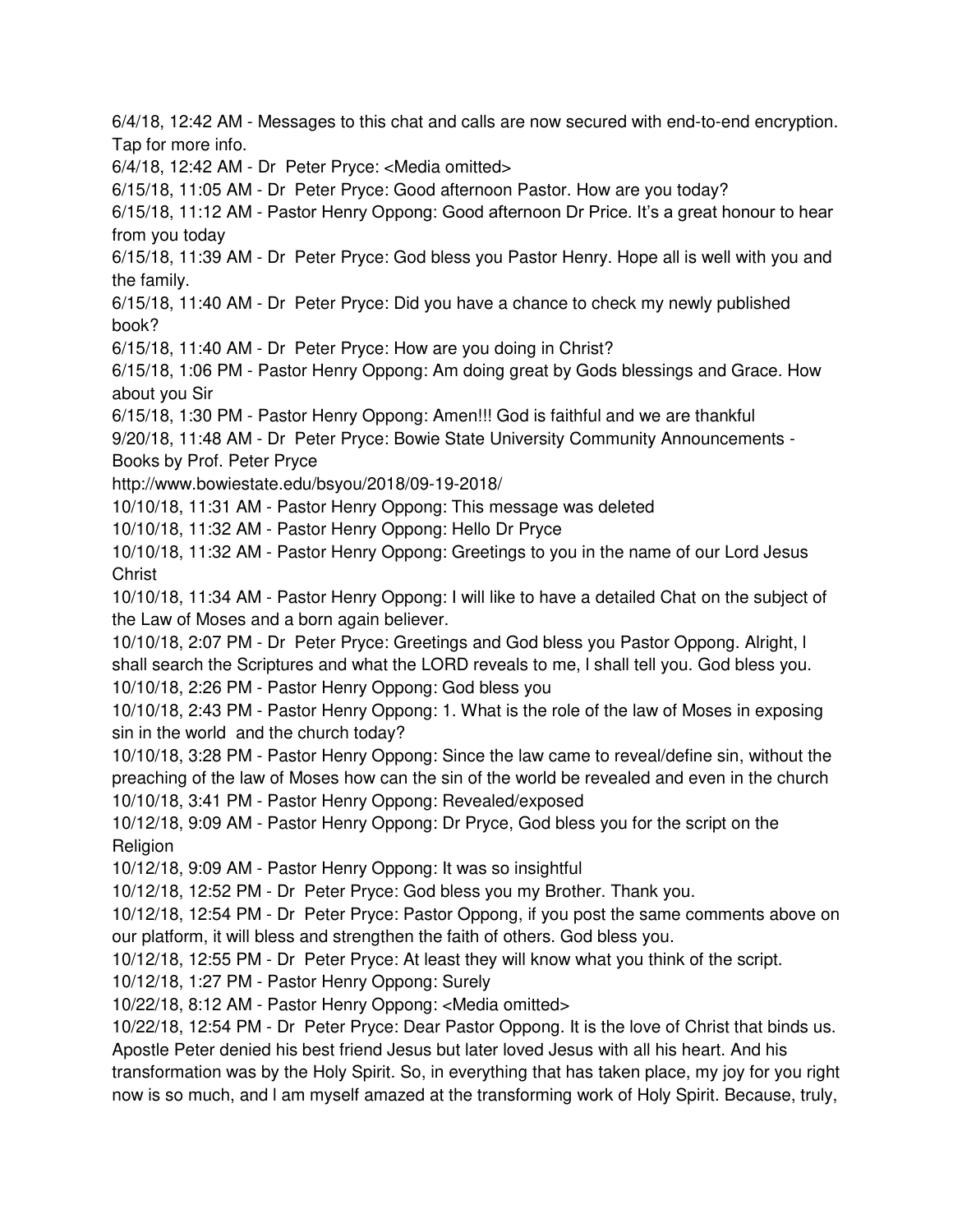6/4/18, 12:42 AM - Messages to this chat and calls are now secured with end-to-end encryption. Tap for more info.

6/4/18, 12:42 AM - Dr  Peter Pryce: <Media omitted>

6/15/18, 11:05 AM - Dr  Peter Pryce: Good afternoon Pastor. How are you today?

6/15/18, 11:12 AM - Pastor Henry Oppong: Good afternoon Dr Price. It's a great honour to hear from you today

6/15/18, 11:39 AM - Dr  Peter Pryce: God bless you Pastor Henry. Hope all is well with you and the family.

6/15/18, 11:40 AM - Dr  Peter Pryce: Did you have a chance to check my newly published book?

6/15/18, 11:40 AM - Dr  Peter Pryce: How are you doing in Christ?

6/15/18, 1:06 PM - Pastor Henry Oppong: Am doing great by Gods blessings and Grace. How about you Sir

6/15/18, 1:30 PM - Pastor Henry Oppong: Amen!!! God is faithful and we are thankful

9/20/18, 11:48 AM - Dr  Peter Pryce: Bowie State University Community Announcements - Books by Prof. Peter Pryce
http://www.bowiestate.edu/bsyou/2018/09-19-2018/

10/10/18, 11:31 AM - Pastor Henry Oppong: This message was deleted

10/10/18, 11:32 AM - Pastor Henry Oppong: Hello Dr Pryce

10/10/18, 11:32 AM - Pastor Henry Oppong: Greetings to you in the name of our Lord Jesus Christ

10/10/18, 11:34 AM - Pastor Henry Oppong: I will like to have a detailed Chat on the subject of the Law of Moses and a born again believer.

10/10/18, 2:07 PM - Dr  Peter Pryce: Greetings and God bless you Pastor Oppong. Alright, I shall search the Scriptures and what the LORD reveals to me, I shall tell you. God bless you.

10/10/18, 2:26 PM - Pastor Henry Oppong: God bless you

10/10/18, 2:43 PM - Pastor Henry Oppong: 1. What is the role of the law of Moses in exposing sin in the world  and the church today?

10/10/18, 3:28 PM - Pastor Henry Oppong: Since the law came to reveal/define sin, without the preaching of the law of Moses how can the sin of the world be revealed and even in the church

10/10/18, 3:41 PM - Pastor Henry Oppong: Revealed/exposed

10/12/18, 9:09 AM - Pastor Henry Oppong: Dr Pryce, God bless you for the script on the Religion

10/12/18, 9:09 AM - Pastor Henry Oppong: It was so insightful

10/12/18, 12:52 PM - Dr  Peter Pryce: God bless you my Brother. Thank you.

10/12/18, 12:54 PM - Dr  Peter Pryce: Pastor Oppong, if you post the same comments above on our platform, it will bless and strengthen the faith of others. God bless you.

10/12/18, 12:55 PM - Dr  Peter Pryce: At least they will know what you think of the script.

10/12/18, 1:27 PM - Pastor Henry Oppong: Surely

10/22/18, 8:12 AM - Pastor Henry Oppong: <Media omitted>

10/22/18, 12:54 PM - Dr  Peter Pryce: Dear Pastor Oppong. It is the love of Christ that binds us. Apostle Peter denied his best friend Jesus but later loved Jesus with all his heart. And his transformation was by the Holy Spirit. So, in everything that has taken place, my joy for you right now is so much, and I am myself amazed at the transforming work of Holy Spirit. Because, truly,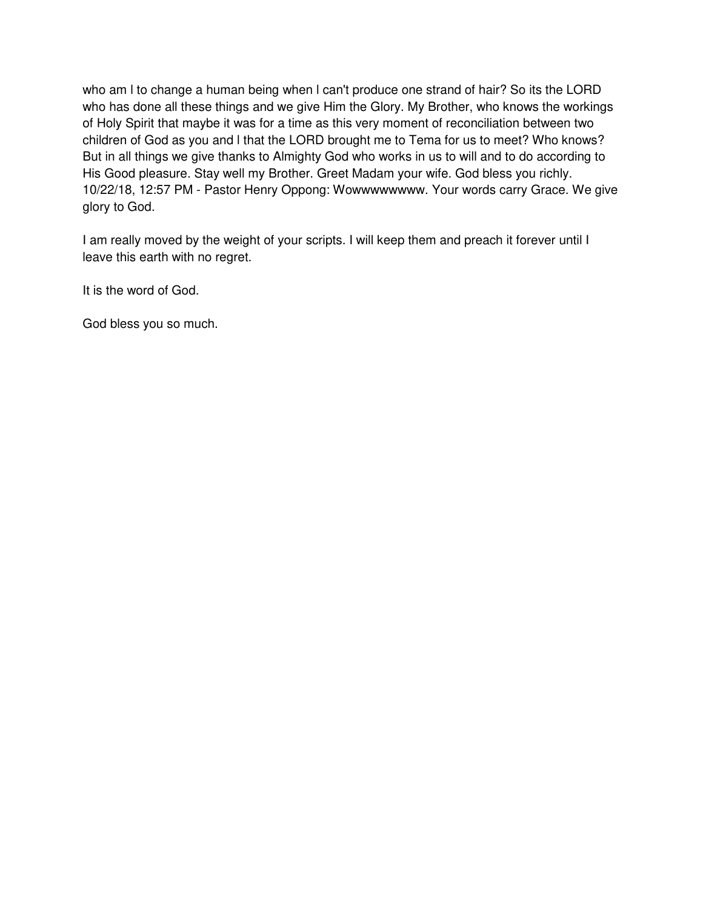who am I to change a human being when I can't produce one strand of hair? So its the LORD who has done all these things and we give Him the Glory. My Brother, who knows the workings of Holy Spirit that maybe it was for a time as this very moment of reconciliation between two children of God as you and I that the LORD brought me to Tema for us to meet? Who knows? But in all things we give thanks to Almighty God who works in us to will and to do according to His Good pleasure. Stay well my Brother. Greet Madam your wife. God bless you richly.
10/22/18, 12:57 PM - Pastor Henry Oppong: Wowwwwwwww. Your words carry Grace. We give glory to God.

I am really moved by the weight of your scripts. I will keep them and preach it forever until I leave this earth with no regret.

It is the word of God.

God bless you so much.